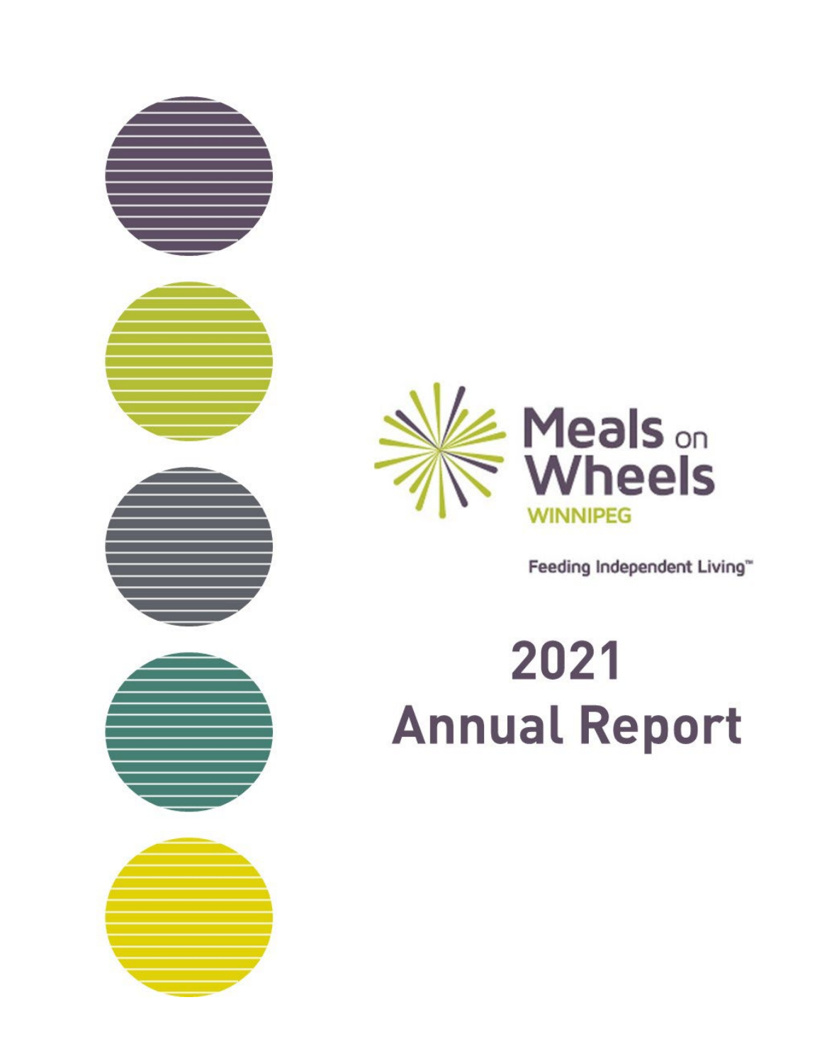# Meals on Wheels

WINNIPEG

Feeding Independent Living™

# 2021 Annual Report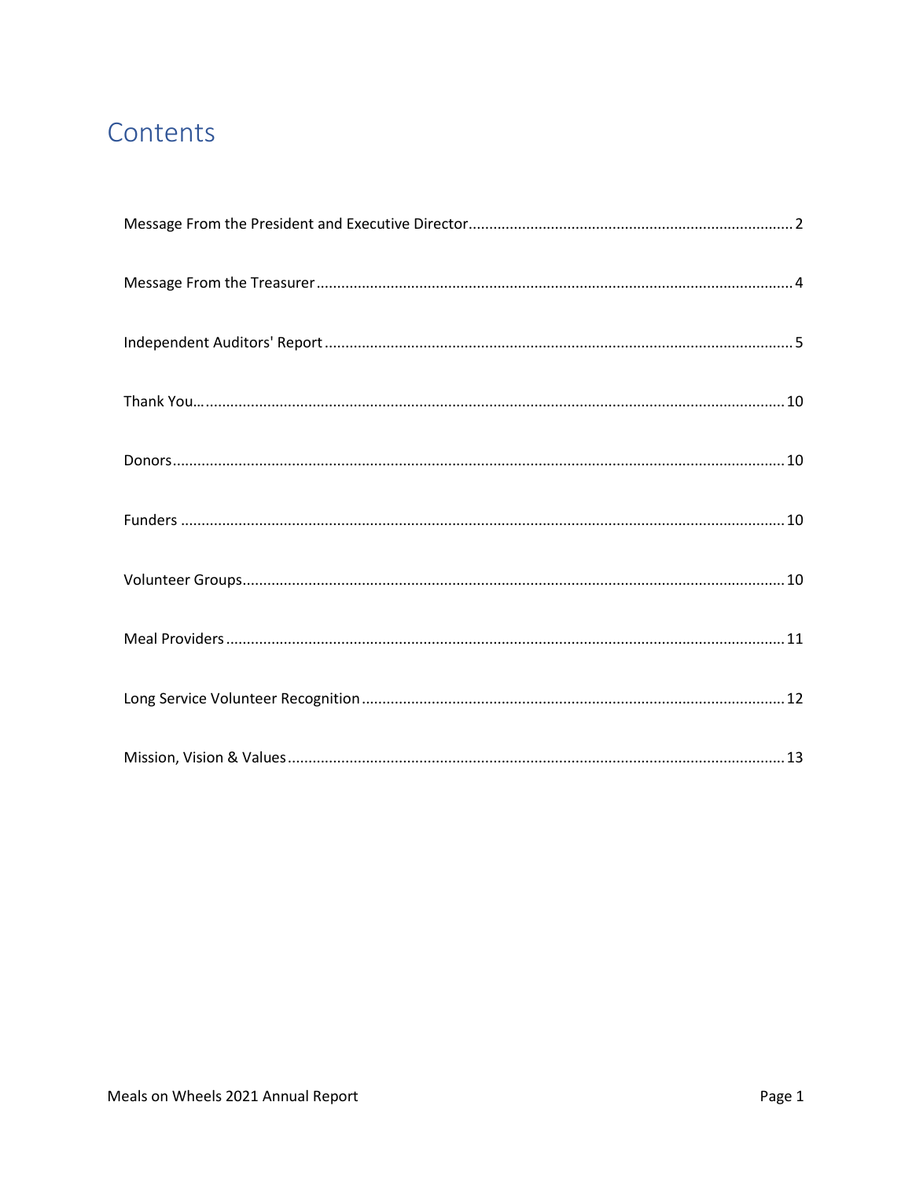# Contents

Message From the President and Executive Director.............................................................................. 2

Message From the Treasurer.................................................................................................................. 4

Independent Auditors' Report................................................................................................................. 5

Thank You…........................................................................................................................................... 10

Donors.................................................................................................................................................... 10

Funders .................................................................................................................................................. 10

Volunteer Groups................................................................................................................................... 10

Meal Providers....................................................................................................................................... 11

Long Service Volunteer Recognition...................................................................................................... 12

Mission, Vision & Values........................................................................................................................ 13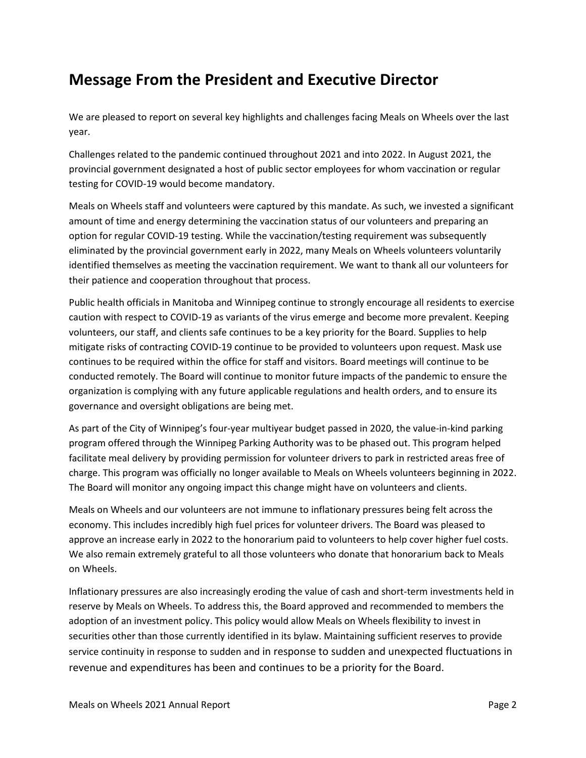## Message From the President and Executive Director

We are pleased to report on several key highlights and challenges facing Meals on Wheels over the last year.

Challenges related to the pandemic continued throughout 2021 and into 2022. In August 2021, the provincial government designated a host of public sector employees for whom vaccination or regular testing for COVID-19 would become mandatory.

Meals on Wheels staff and volunteers were captured by this mandate. As such, we invested a significant amount of time and energy determining the vaccination status of our volunteers and preparing an option for regular COVID-19 testing. While the vaccination/testing requirement was subsequently eliminated by the provincial government early in 2022, many Meals on Wheels volunteers voluntarily identified themselves as meeting the vaccination requirement. We want to thank all our volunteers for their patience and cooperation throughout that process.

Public health officials in Manitoba and Winnipeg continue to strongly encourage all residents to exercise caution with respect to COVID-19 as variants of the virus emerge and become more prevalent. Keeping volunteers, our staff, and clients safe continues to be a key priority for the Board. Supplies to help mitigate risks of contracting COVID-19 continue to be provided to volunteers upon request. Mask use continues to be required within the office for staff and visitors. Board meetings will continue to be conducted remotely. The Board will continue to monitor future impacts of the pandemic to ensure the organization is complying with any future applicable regulations and health orders, and to ensure its governance and oversight obligations are being met.

As part of the City of Winnipeg's four-year multiyear budget passed in 2020, the value-in-kind parking program offered through the Winnipeg Parking Authority was to be phased out. This program helped facilitate meal delivery by providing permission for volunteer drivers to park in restricted areas free of charge. This program was officially no longer available to Meals on Wheels volunteers beginning in 2022. The Board will monitor any ongoing impact this change might have on volunteers and clients.

Meals on Wheels and our volunteers are not immune to inflationary pressures being felt across the economy. This includes incredibly high fuel prices for volunteer drivers. The Board was pleased to approve an increase early in 2022 to the honorarium paid to volunteers to help cover higher fuel costs. We also remain extremely grateful to all those volunteers who donate that honorarium back to Meals on Wheels.

Inflationary pressures are also increasingly eroding the value of cash and short-term investments held in reserve by Meals on Wheels. To address this, the Board approved and recommended to members the adoption of an investment policy. This policy would allow Meals on Wheels flexibility to invest in securities other than those currently identified in its bylaw. Maintaining sufficient reserves to provide service continuity in response to sudden and in response to sudden and unexpected fluctuations in revenue and expenditures has been and continues to be a priority for the Board.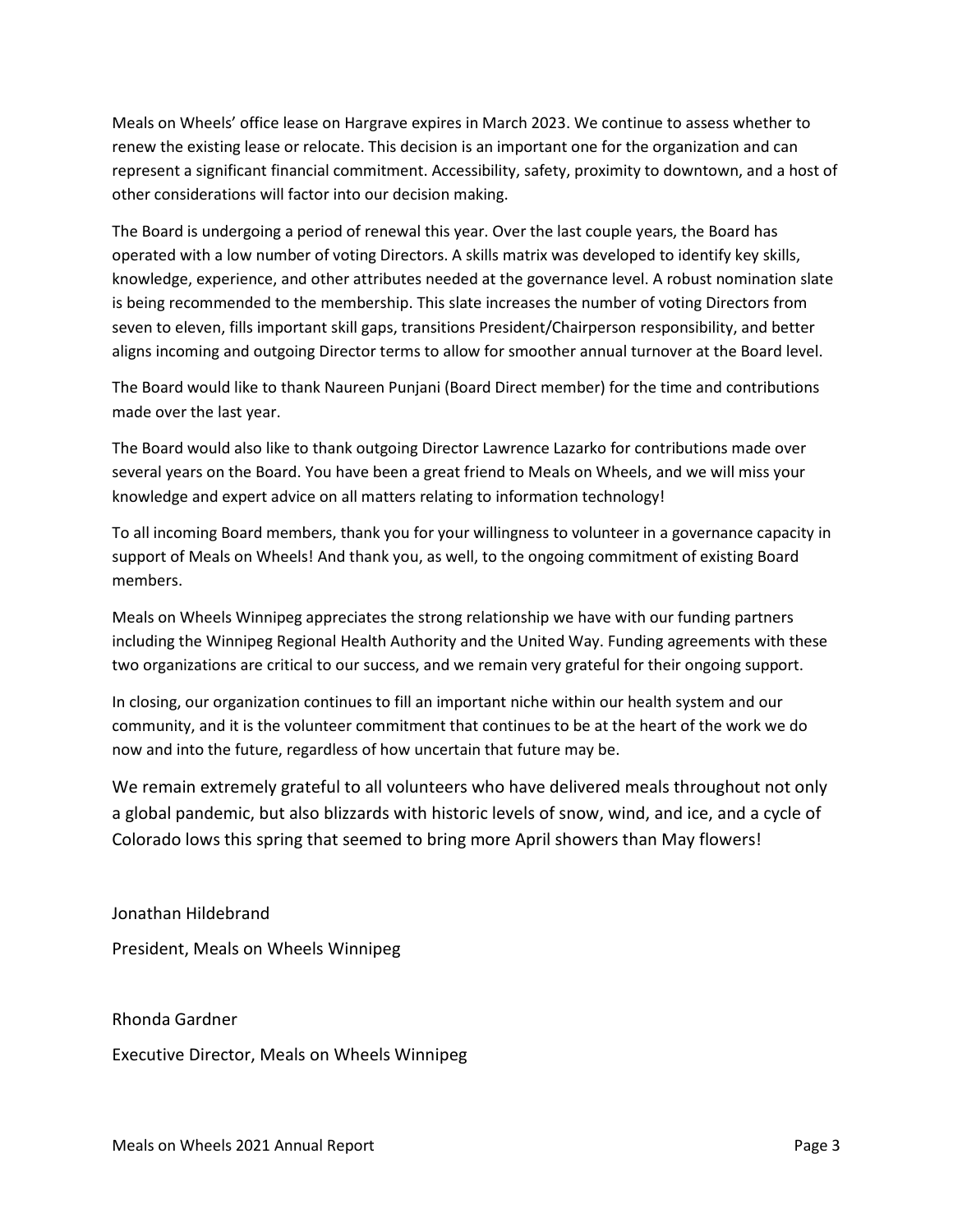Meals on Wheels' office lease on Hargrave expires in March 2023. We continue to assess whether to renew the existing lease or relocate. This decision is an important one for the organization and can represent a significant financial commitment. Accessibility, safety, proximity to downtown, and a host of other considerations will factor into our decision making.

The Board is undergoing a period of renewal this year. Over the last couple years, the Board has operated with a low number of voting Directors. A skills matrix was developed to identify key skills, knowledge, experience, and other attributes needed at the governance level. A robust nomination slate is being recommended to the membership. This slate increases the number of voting Directors from seven to eleven, fills important skill gaps, transitions President/Chairperson responsibility, and better aligns incoming and outgoing Director terms to allow for smoother annual turnover at the Board level.

The Board would like to thank Naureen Punjani (Board Direct member) for the time and contributions made over the last year.

The Board would also like to thank outgoing Director Lawrence Lazarko for contributions made over several years on the Board. You have been a great friend to Meals on Wheels, and we will miss your knowledge and expert advice on all matters relating to information technology!

To all incoming Board members, thank you for your willingness to volunteer in a governance capacity in support of Meals on Wheels! And thank you, as well, to the ongoing commitment of existing Board members.

Meals on Wheels Winnipeg appreciates the strong relationship we have with our funding partners including the Winnipeg Regional Health Authority and the United Way. Funding agreements with these two organizations are critical to our success, and we remain very grateful for their ongoing support.

In closing, our organization continues to fill an important niche within our health system and our community, and it is the volunteer commitment that continues to be at the heart of the work we do now and into the future, regardless of how uncertain that future may be.

We remain extremely grateful to all volunteers who have delivered meals throughout not only a global pandemic, but also blizzards with historic levels of snow, wind, and ice, and a cycle of Colorado lows this spring that seemed to bring more April showers than May flowers!

Jonathan Hildebrand

President, Meals on Wheels Winnipeg

Rhonda Gardner

Executive Director, Meals on Wheels Winnipeg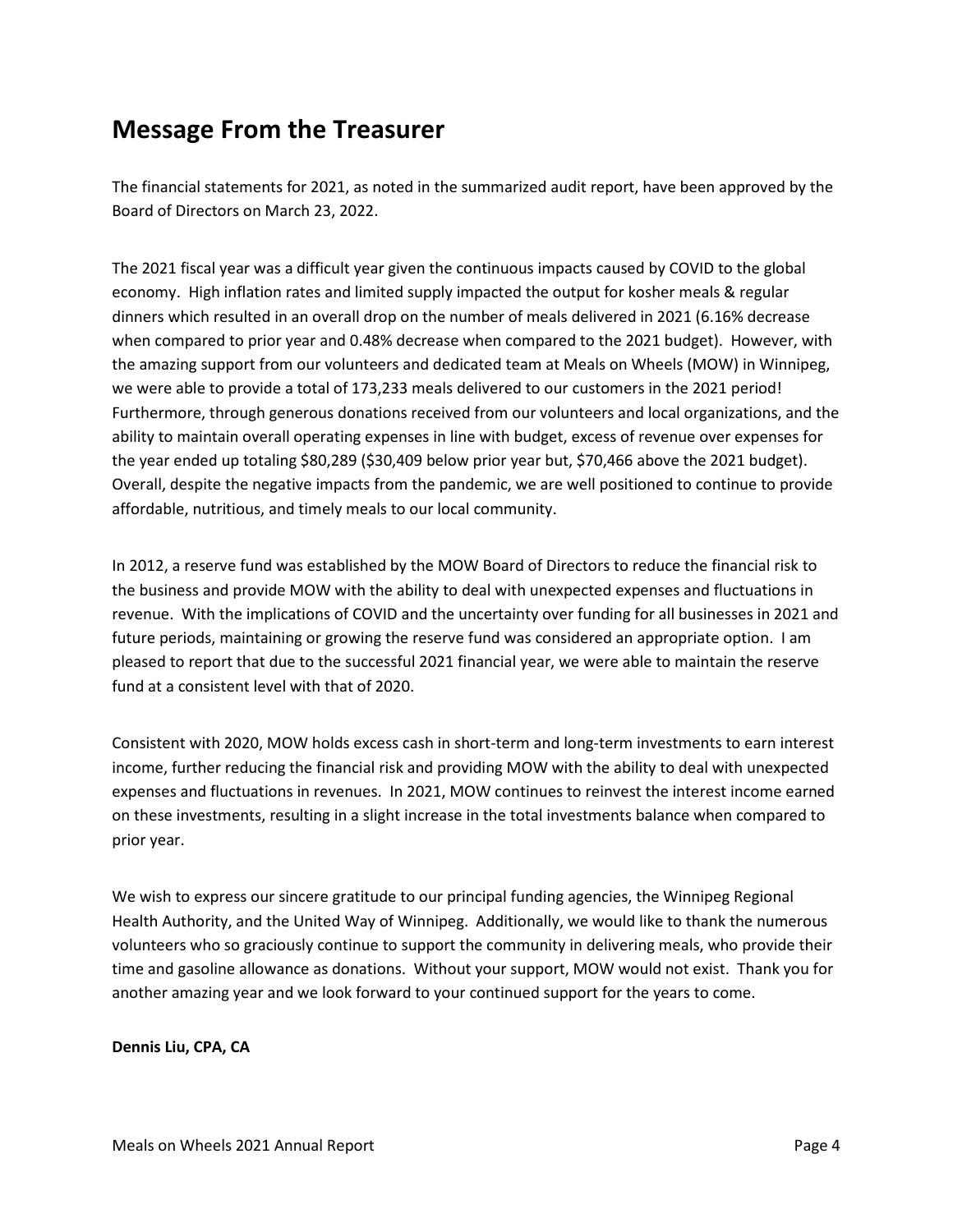## Message From the Treasurer

The financial statements for 2021, as noted in the summarized audit report, have been approved by the Board of Directors on March 23, 2022.

The 2021 fiscal year was a difficult year given the continuous impacts caused by COVID to the global economy. High inflation rates and limited supply impacted the output for kosher meals & regular dinners which resulted in an overall drop on the number of meals delivered in 2021 (6.16% decrease when compared to prior year and 0.48% decrease when compared to the 2021 budget). However, with the amazing support from our volunteers and dedicated team at Meals on Wheels (MOW) in Winnipeg, we were able to provide a total of 173,233 meals delivered to our customers in the 2021 period! Furthermore, through generous donations received from our volunteers and local organizations, and the ability to maintain overall operating expenses in line with budget, excess of revenue over expenses for the year ended up totaling $80,289 ($30,409 below prior year but, $70,466 above the 2021 budget). Overall, despite the negative impacts from the pandemic, we are well positioned to continue to provide affordable, nutritious, and timely meals to our local community.

In 2012, a reserve fund was established by the MOW Board of Directors to reduce the financial risk to the business and provide MOW with the ability to deal with unexpected expenses and fluctuations in revenue. With the implications of COVID and the uncertainty over funding for all businesses in 2021 and future periods, maintaining or growing the reserve fund was considered an appropriate option. I am pleased to report that due to the successful 2021 financial year, we were able to maintain the reserve fund at a consistent level with that of 2020.

Consistent with 2020, MOW holds excess cash in short-term and long-term investments to earn interest income, further reducing the financial risk and providing MOW with the ability to deal with unexpected expenses and fluctuations in revenues. In 2021, MOW continues to reinvest the interest income earned on these investments, resulting in a slight increase in the total investments balance when compared to prior year.

We wish to express our sincere gratitude to our principal funding agencies, the Winnipeg Regional Health Authority, and the United Way of Winnipeg. Additionally, we would like to thank the numerous volunteers who so graciously continue to support the community in delivering meals, who provide their time and gasoline allowance as donations. Without your support, MOW would not exist. Thank you for another amazing year and we look forward to your continued support for the years to come.

**Dennis Liu, CPA, CA**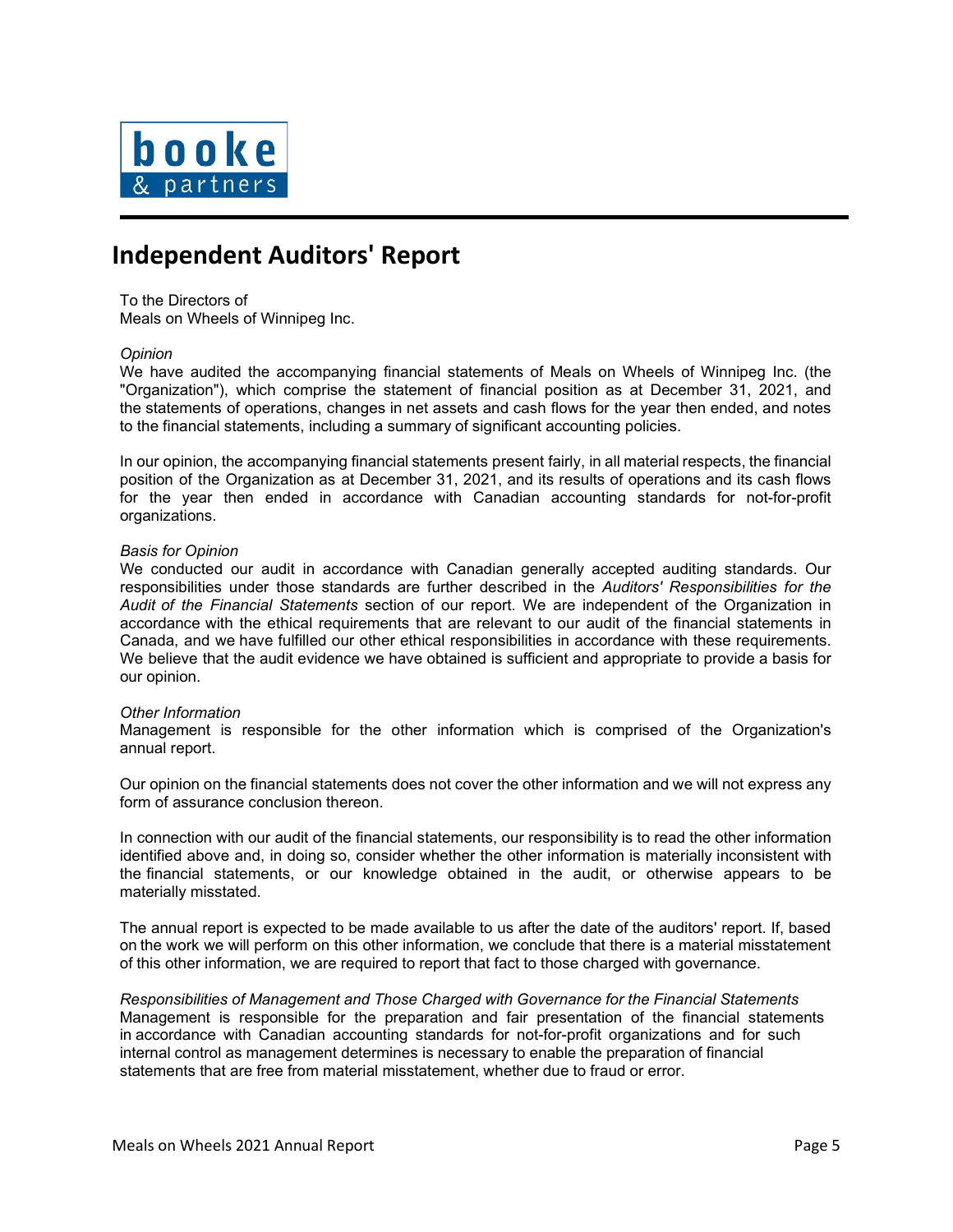booke & partners

# Independent Auditors' Report

To the Directors of
Meals on Wheels of Winnipeg Inc.

*Opinion*
We have audited the accompanying financial statements of Meals on Wheels of Winnipeg Inc. (the "Organization"), which comprise the statement of financial position as at December 31, 2021, and the statements of operations, changes in net assets and cash flows for the year then ended, and notes to the financial statements, including a summary of significant accounting policies.

In our opinion, the accompanying financial statements present fairly, in all material respects, the financial position of the Organization as at December 31, 2021, and its results of operations and its cash flows for the year then ended in accordance with Canadian accounting standards for not-for-profit organizations.

*Basis for Opinion*
We conducted our audit in accordance with Canadian generally accepted auditing standards. Our responsibilities under those standards are further described in the *Auditors' Responsibilities for the Audit of the Financial Statements* section of our report. We are independent of the Organization in accordance with the ethical requirements that are relevant to our audit of the financial statements in Canada, and we have fulfilled our other ethical responsibilities in accordance with these requirements. We believe that the audit evidence we have obtained is sufficient and appropriate to provide a basis for our opinion.

*Other Information*
Management is responsible for the other information which is comprised of the Organization's annual report.

Our opinion on the financial statements does not cover the other information and we will not express any form of assurance conclusion thereon.

In connection with our audit of the financial statements, our responsibility is to read the other information identified above and, in doing so, consider whether the other information is materially inconsistent with the financial statements, or our knowledge obtained in the audit, or otherwise appears to be materially misstated.

The annual report is expected to be made available to us after the date of the auditors' report. If, based on the work we will perform on this other information, we conclude that there is a material misstatement of this other information, we are required to report that fact to those charged with governance.

*Responsibilities of Management and Those Charged with Governance for the Financial Statements*
Management is responsible for the preparation and fair presentation of the financial statements in accordance with Canadian accounting standards for not-for-profit organizations and for such internal control as management determines is necessary to enable the preparation of financial statements that are free from material misstatement, whether due to fraud or error.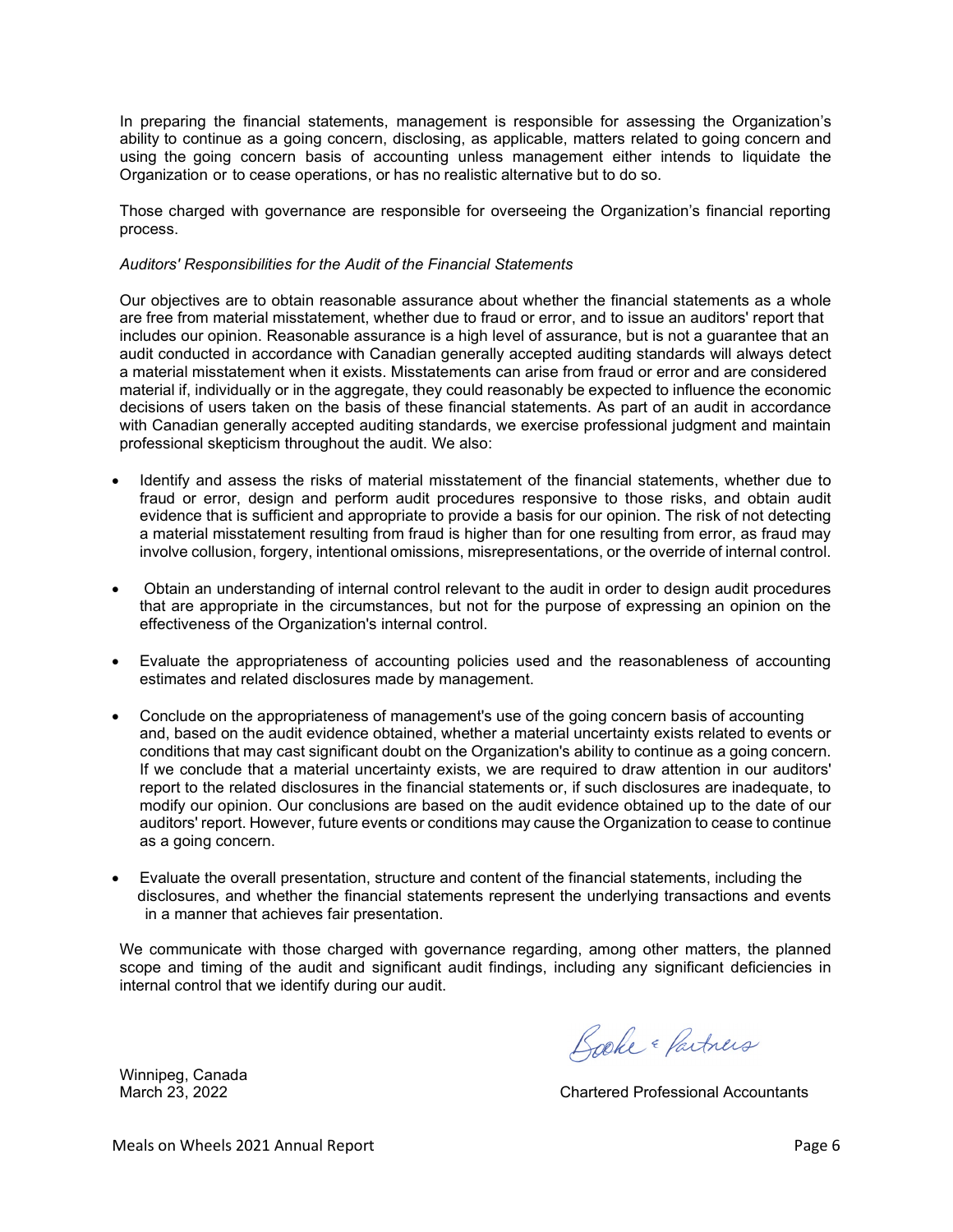In preparing the financial statements, management is responsible for assessing the Organization's ability to continue as a going concern, disclosing, as applicable, matters related to going concern and using the going concern basis of accounting unless management either intends to liquidate the Organization or to cease operations, or has no realistic alternative but to do so.

Those charged with governance are responsible for overseeing the Organization's financial reporting process.

*Auditors' Responsibilities for the Audit of the Financial Statements*

Our objectives are to obtain reasonable assurance about whether the financial statements as a whole are free from material misstatement, whether due to fraud or error, and to issue an auditors' report that includes our opinion. Reasonable assurance is a high level of assurance, but is not a guarantee that an audit conducted in accordance with Canadian generally accepted auditing standards will always detect a material misstatement when it exists. Misstatements can arise from fraud or error and are considered material if, individually or in the aggregate, they could reasonably be expected to influence the economic decisions of users taken on the basis of these financial statements. As part of an audit in accordance with Canadian generally accepted auditing standards, we exercise professional judgment and maintain professional skepticism throughout the audit. We also:

- Identify and assess the risks of material misstatement of the financial statements, whether due to fraud or error, design and perform audit procedures responsive to those risks, and obtain audit evidence that is sufficient and appropriate to provide a basis for our opinion. The risk of not detecting a material misstatement resulting from fraud is higher than for one resulting from error, as fraud may involve collusion, forgery, intentional omissions, misrepresentations, or the override of internal control.

- Obtain an understanding of internal control relevant to the audit in order to design audit procedures that are appropriate in the circumstances, but not for the purpose of expressing an opinion on the effectiveness of the Organization's internal control.

- Evaluate the appropriateness of accounting policies used and the reasonableness of accounting estimates and related disclosures made by management.

- Conclude on the appropriateness of management's use of the going concern basis of accounting and, based on the audit evidence obtained, whether a material uncertainty exists related to events or conditions that may cast significant doubt on the Organization's ability to continue as a going concern. If we conclude that a material uncertainty exists, we are required to draw attention in our auditors' report to the related disclosures in the financial statements or, if such disclosures are inadequate, to modify our opinion. Our conclusions are based on the audit evidence obtained up to the date of our auditors' report. However, future events or conditions may cause the Organization to cease to continue as a going concern.

- Evaluate the overall presentation, structure and content of the financial statements, including the disclosures, and whether the financial statements represent the underlying transactions and events in a manner that achieves fair presentation.

We communicate with those charged with governance regarding, among other matters, the planned scope and timing of the audit and significant audit findings, including any significant deficiencies in internal control that we identify during our audit.

Booke & Partners

Winnipeg, Canada
March 23, 2022

Chartered Professional Accountants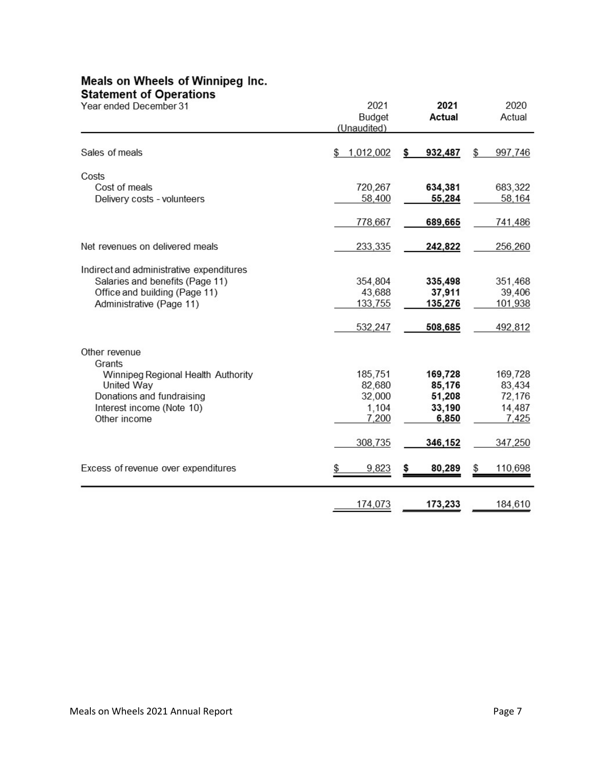## Meals on Wheels of Winnipeg Inc.
## Statement of Operations

| Year ended December 31 | 2021 Budget (Unaudited) | **2021 Actual** | 2020 Actual |
|---|---|---|---|
| Sales of meals | $ 1,012,002 | **$ 932,487** | $ 997,746 |
| Costs | | | |
| Cost of meals | 720,267 | **634,381** | 683,322 |
| Delivery costs - volunteers | 58,400 | **55,284** | 58,164 |
| | 778,667 | **689,665** | 741,486 |
| Net revenues on delivered meals | 233,335 | **242,822** | 256,260 |
| Indirect and administrative expenditures | | | |
| Salaries and benefits (Page 11) | 354,804 | **335,498** | 351,468 |
| Office and building (Page 11) | 43,688 | **37,911** | 39,406 |
| Administrative (Page 11) | 133,755 | **135,276** | 101,938 |
| | 532,247 | **508,685** | 492,812 |
| Other revenue | | | |
| Grants | | | |
| Winnipeg Regional Health Authority | 185,751 | **169,728** | 169,728 |
| United Way | 82,680 | **85,176** | 83,434 |
| Donations and fundraising | 32,000 | **51,208** | 72,176 |
| Interest income (Note 10) | 1,104 | **33,190** | 14,487 |
| Other income | 7,200 | **6,850** | 7,425 |
| | 308,735 | **346,152** | 347,250 |
| Excess of revenue over expenditures | $ 9,823 | **$ 80,289** | $ 110,698 |
| | 174,073 | **173,233** | 184,610 |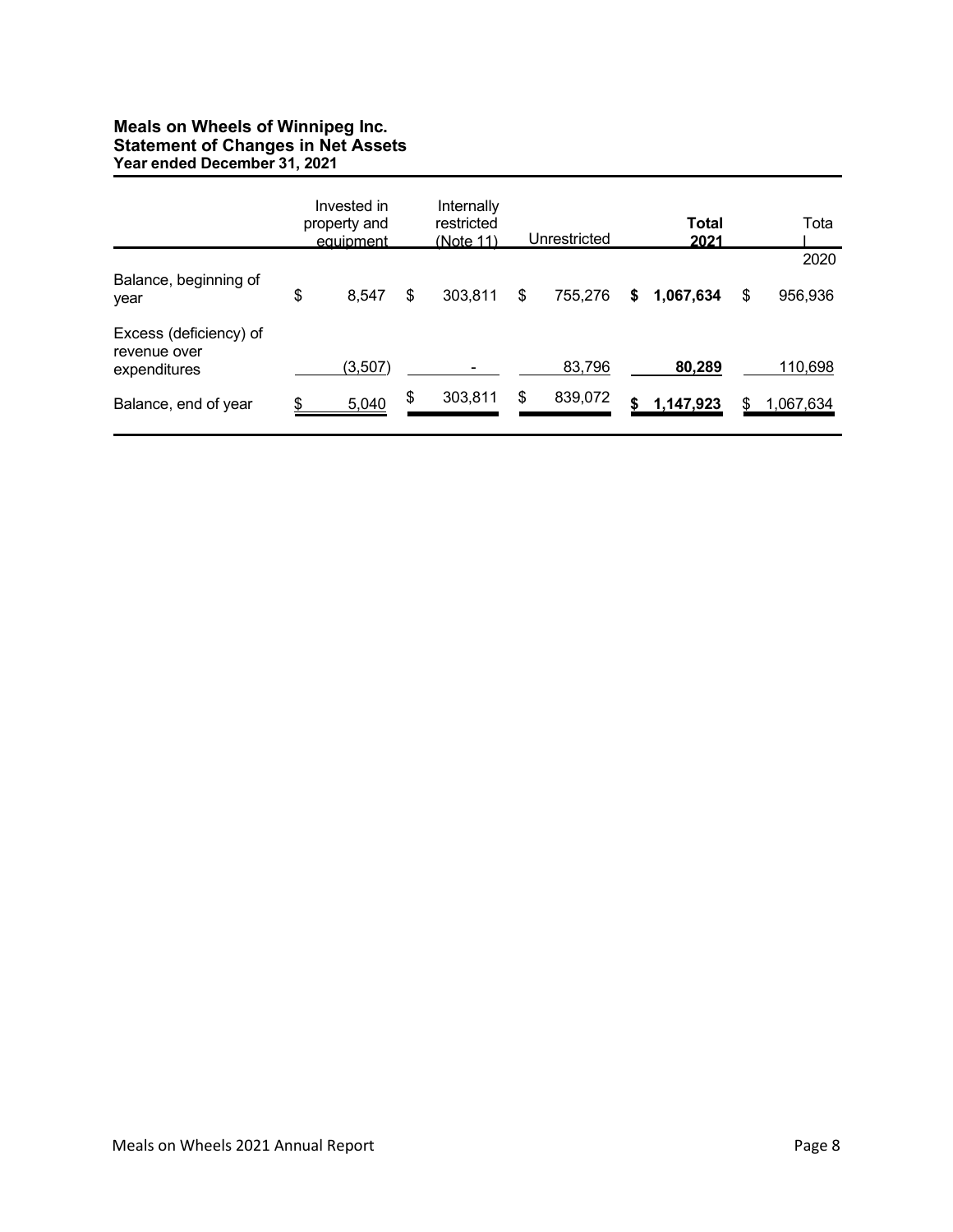**Meals on Wheels of Winnipeg Inc.**
**Statement of Changes in Net Assets**
**Year ended December 31, 2021**

| | Invested in property and equipment | Internally restricted (Note 11) | Unrestricted | **Total 2021** | Total 2020 |
|---|---|---|---|---|---|
| Balance, beginning of year | $ 8,547 | $ 303,811 | $ 755,276 | **$ 1,067,634** | $ 956,936 |
| Excess (deficiency) of revenue over expenditures | (3,507) | - | 83,796 | **80,289** | 110,698 |
| Balance, end of year | $ 5,040 | $ 303,811 | $ 839,072 | **$ 1,147,923** | $ 1,067,634 |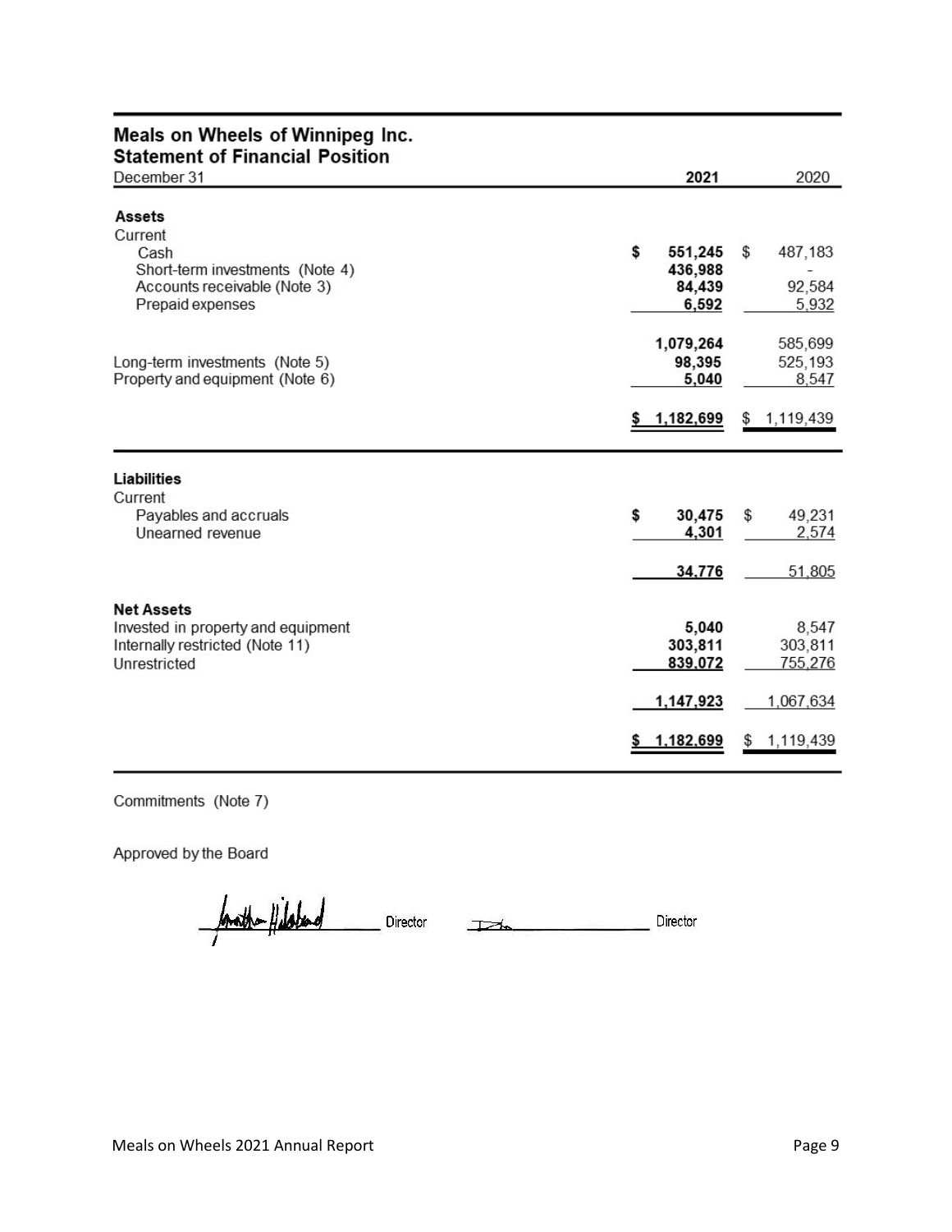# Meals on Wheels of Winnipeg Inc.
## Statement of Financial Position

| December 31 | 2021 | 2020 |
|---|---|---|
| **Assets** | | |
| Current | | |
| Cash | $ 551,245 | $ 487,183 |
| Short-term investments (Note 4) | 436,988 | - |
| Accounts receivable (Note 3) | 84,439 | 92,584 |
| Prepaid expenses | 6,592 | 5,932 |
| | 1,079,264 | 585,699 |
| Long-term investments (Note 5) | 98,395 | 525,193 |
| Property and equipment (Note 6) | 5,040 | 8,547 |
| | $ 1,182,699 | $ 1,119,439 |
| **Liabilities** | | |
| Current | | |
| Payables and accruals | $ 30,475 | $ 49,231 |
| Unearned revenue | 4,301 | 2,574 |
| | 34,776 | 51,805 |
| **Net Assets** | | |
| Invested in property and equipment | 5,040 | 8,547 |
| Internally restricted (Note 11) | 303,811 | 303,811 |
| Unrestricted | 839,072 | 755,276 |
| | 1,147,923 | 1,067,634 |
| | $ 1,182,699 | $ 1,119,439 |

Commitments (Note 7)

Approved by the Board

_______________ Director _______________ Director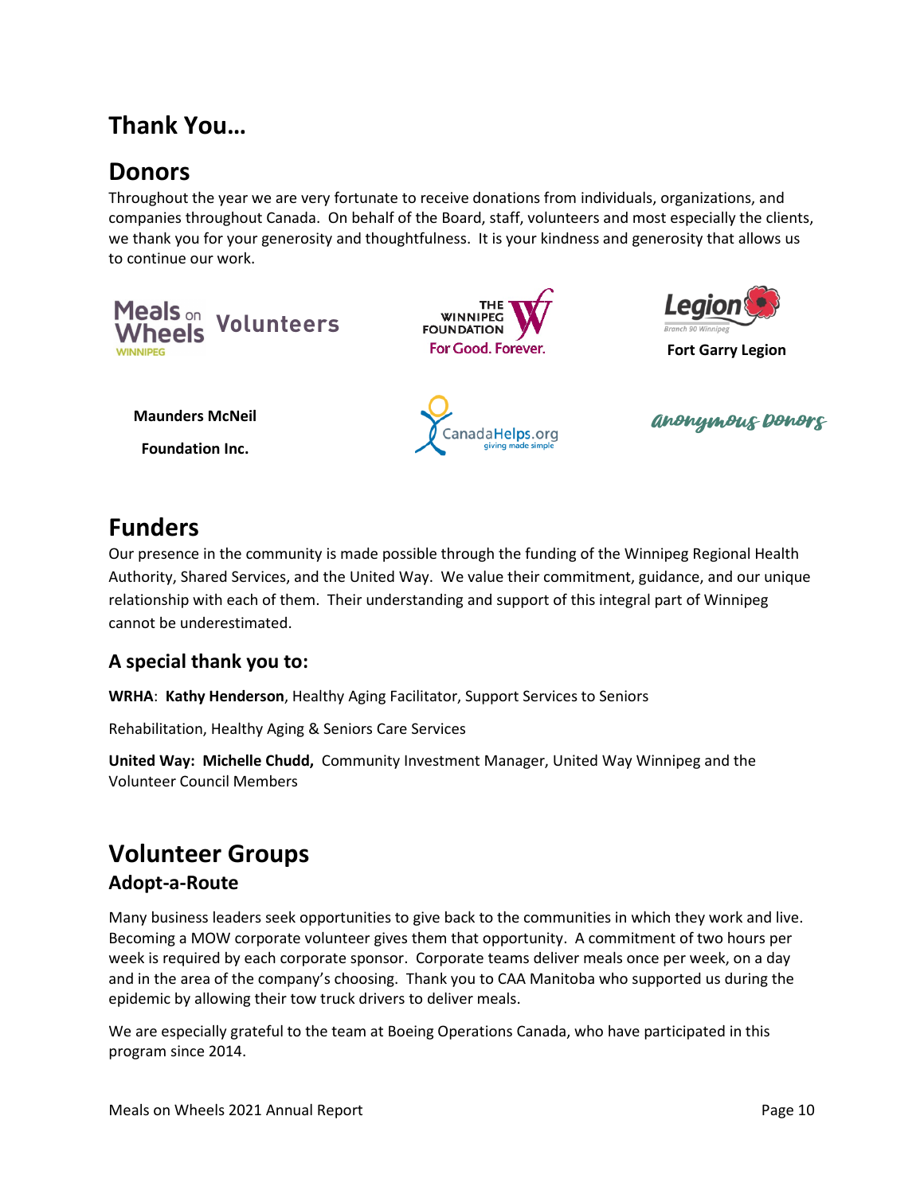# Thank You…

## Donors

Throughout the year we are very fortunate to receive donations from individuals, organizations, and companies throughout Canada. On behalf of the Board, staff, volunteers and most especially the clients, we thank you for your generosity and thoughtfulness. It is your kindness and generosity that allows us to continue our work.

Meals on Wheels Winnipeg Volunteers

The Winnipeg Foundation For Good. Forever.

Legion Branch 90 Winnipeg

**Fort Garry Legion**

**Maunders McNeil Foundation Inc.**

CanadaHelps.org giving made simple

*Anonymous Donors*

## Funders

Our presence in the community is made possible through the funding of the Winnipeg Regional Health Authority, Shared Services, and the United Way. We value their commitment, guidance, and our unique relationship with each of them. Their understanding and support of this integral part of Winnipeg cannot be underestimated.

### A special thank you to:

**WRHA**: **Kathy Henderson**, Healthy Aging Facilitator, Support Services to Seniors

Rehabilitation, Healthy Aging & Seniors Care Services

**United Way: Michelle Chudd,** Community Investment Manager, United Way Winnipeg and the Volunteer Council Members

## Volunteer Groups

### Adopt-a-Route

Many business leaders seek opportunities to give back to the communities in which they work and live. Becoming a MOW corporate volunteer gives them that opportunity. A commitment of two hours per week is required by each corporate sponsor. Corporate teams deliver meals once per week, on a day and in the area of the company's choosing. Thank you to CAA Manitoba who supported us during the epidemic by allowing their tow truck drivers to deliver meals.

We are especially grateful to the team at Boeing Operations Canada, who have participated in this program since 2014.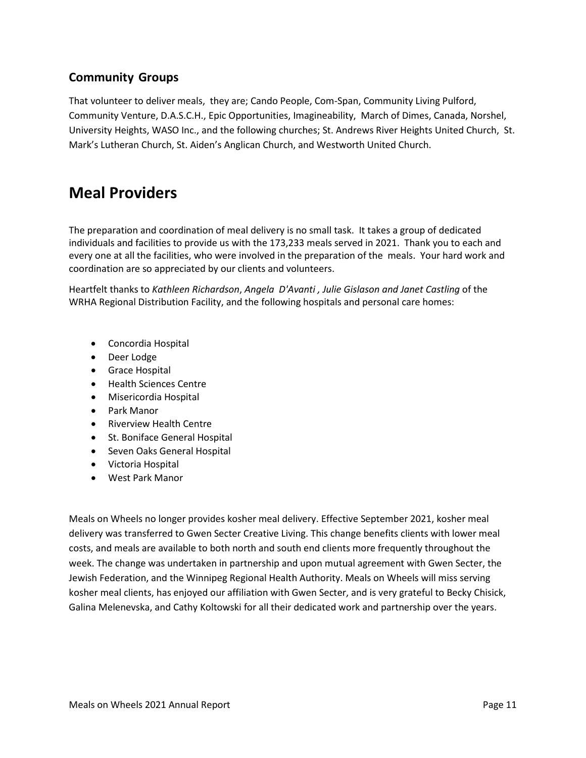### Community Groups

That volunteer to deliver meals, they are; Cando People, Com-Span, Community Living Pulford, Community Venture, D.A.S.C.H., Epic Opportunities, Imagineability, March of Dimes, Canada, Norshel, University Heights, WASO Inc., and the following churches; St. Andrews River Heights United Church, St. Mark's Lutheran Church, St. Aiden's Anglican Church, and Westworth United Church.

## Meal Providers

The preparation and coordination of meal delivery is no small task. It takes a group of dedicated individuals and facilities to provide us with the 173,233 meals served in 2021. Thank you to each and every one at all the facilities, who were involved in the preparation of the meals. Your hard work and coordination are so appreciated by our clients and volunteers.

Heartfelt thanks to *Kathleen Richardson*, *Angela D'Avanti , Julie Gislason and Janet Castling* of the WRHA Regional Distribution Facility, and the following hospitals and personal care homes:

- Concordia Hospital
- Deer Lodge
- Grace Hospital
- Health Sciences Centre
- Misericordia Hospital
- Park Manor
- Riverview Health Centre
- St. Boniface General Hospital
- Seven Oaks General Hospital
- Victoria Hospital
- West Park Manor

Meals on Wheels no longer provides kosher meal delivery. Effective September 2021, kosher meal delivery was transferred to Gwen Secter Creative Living. This change benefits clients with lower meal costs, and meals are available to both north and south end clients more frequently throughout the week. The change was undertaken in partnership and upon mutual agreement with Gwen Secter, the Jewish Federation, and the Winnipeg Regional Health Authority. Meals on Wheels will miss serving kosher meal clients, has enjoyed our affiliation with Gwen Secter, and is very grateful to Becky Chisick, Galina Melenevska, and Cathy Koltowski for all their dedicated work and partnership over the years.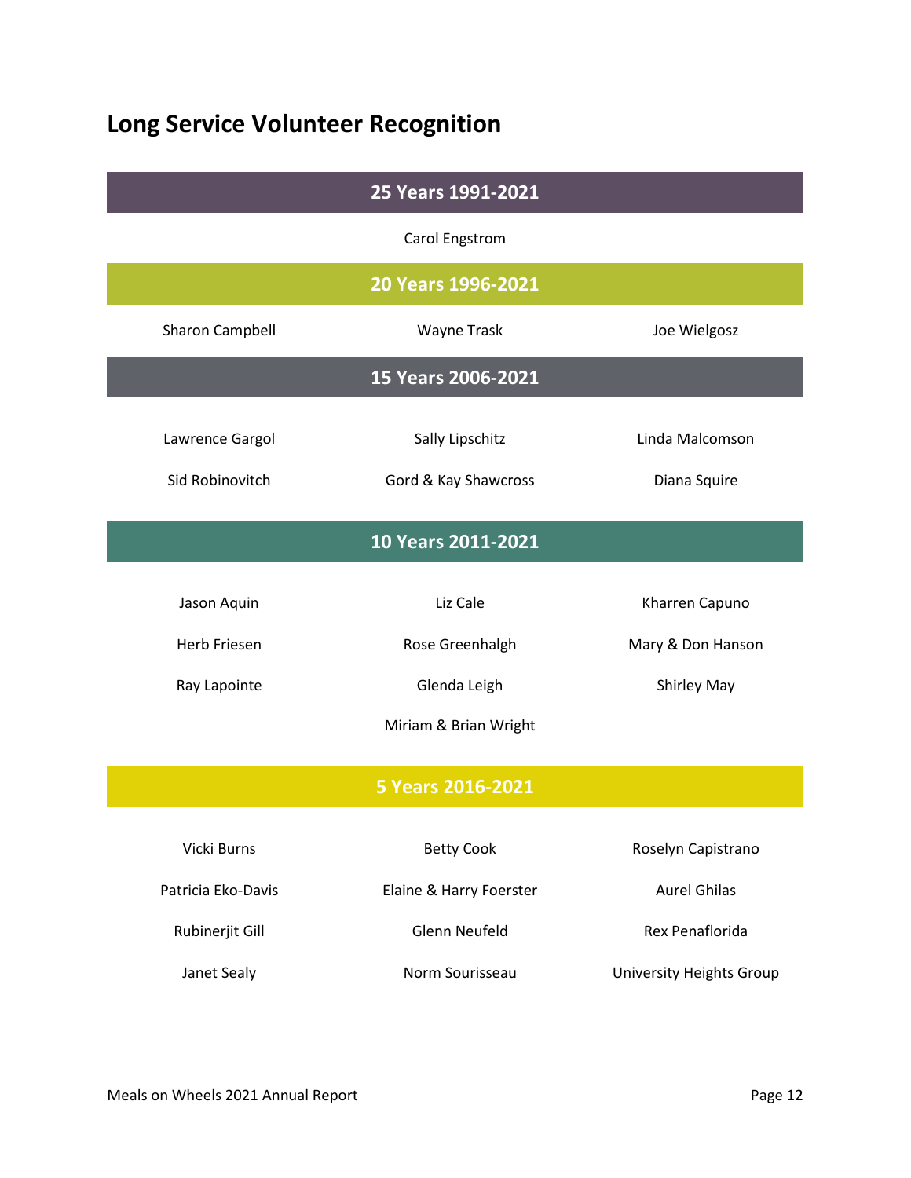# Long Service Volunteer Recognition

## 25 Years 1991-2021

Carol Engstrom

## 20 Years 1996-2021

Sharon Campbell

Wayne Trask

Joe Wielgosz

## 15 Years 2006-2021

Lawrence Gargol

Sally Lipschitz

Linda Malcomson

Sid Robinovitch

Gord & Kay Shawcross

Diana Squire

## 10 Years 2011-2021

Jason Aquin

Liz Cale

Kharren Capuno

Herb Friesen

Rose Greenhalgh

Mary & Don Hanson

Ray Lapointe

Glenda Leigh

Shirley May

Miriam & Brian Wright

## 5 Years 2016-2021

Vicki Burns

Betty Cook

Roselyn Capistrano

Patricia Eko-Davis

Elaine & Harry Foerster

Aurel Ghilas

Rubinerjit Gill

Glenn Neufeld

Rex Penaflorida

Janet Sealy

Norm Sourisseau

University Heights Group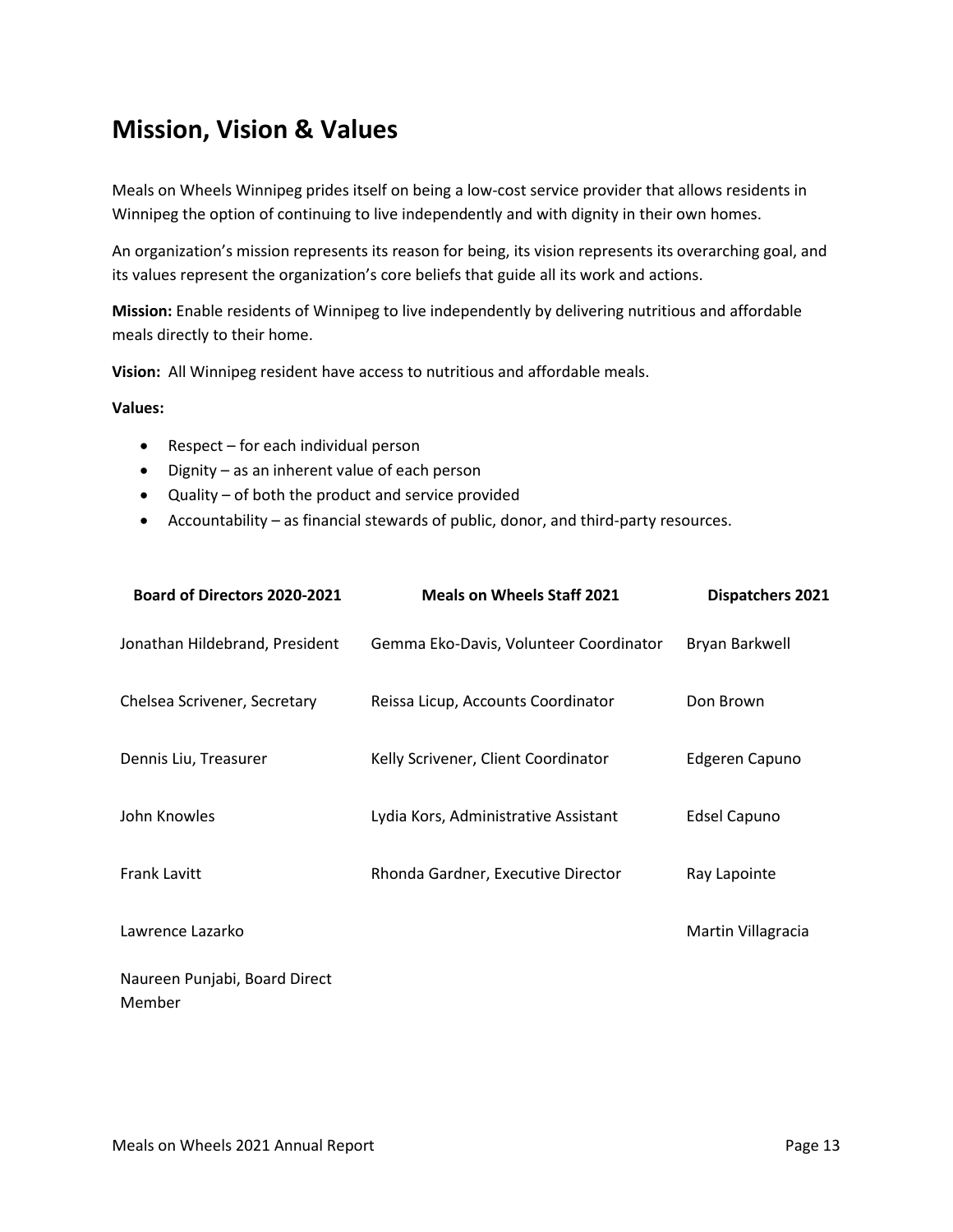## Mission, Vision & Values

Meals on Wheels Winnipeg prides itself on being a low-cost service provider that allows residents in Winnipeg the option of continuing to live independently and with dignity in their own homes.

An organization's mission represents its reason for being, its vision represents its overarching goal, and its values represent the organization's core beliefs that guide all its work and actions.

**Mission:** Enable residents of Winnipeg to live independently by delivering nutritious and affordable meals directly to their home.

**Vision:** All Winnipeg resident have access to nutritious and affordable meals.

**Values:**

- Respect – for each individual person
- Dignity – as an inherent value of each person
- Quality – of both the product and service provided
- Accountability – as financial stewards of public, donor, and third-party resources.

| Board of Directors 2020-2021 | Meals on Wheels Staff 2021 | Dispatchers 2021 |
|---|---|---|
| Jonathan Hildebrand, President | Gemma Eko-Davis, Volunteer Coordinator | Bryan Barkwell |
| Chelsea Scrivener, Secretary | Reissa Licup, Accounts Coordinator | Don Brown |
| Dennis Liu, Treasurer | Kelly Scrivener, Client Coordinator | Edgeren Capuno |
| John Knowles | Lydia Kors, Administrative Assistant | Edsel Capuno |
| Frank Lavitt | Rhonda Gardner, Executive Director | Ray Lapointe |
| Lawrence Lazarko | | Martin Villagracia |
| Naureen Punjabi, Board Direct Member | | |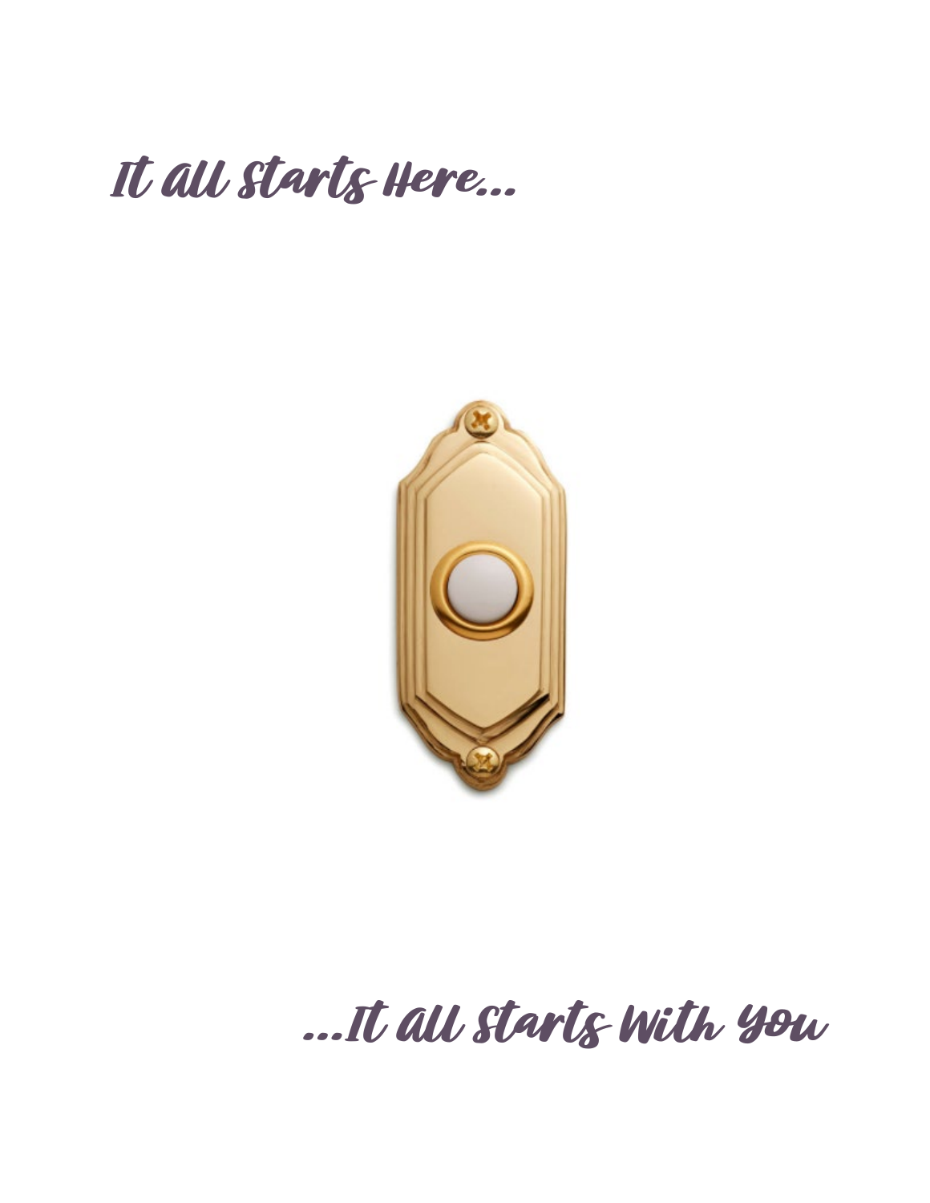It all Starts Here...

...It all Starts With You